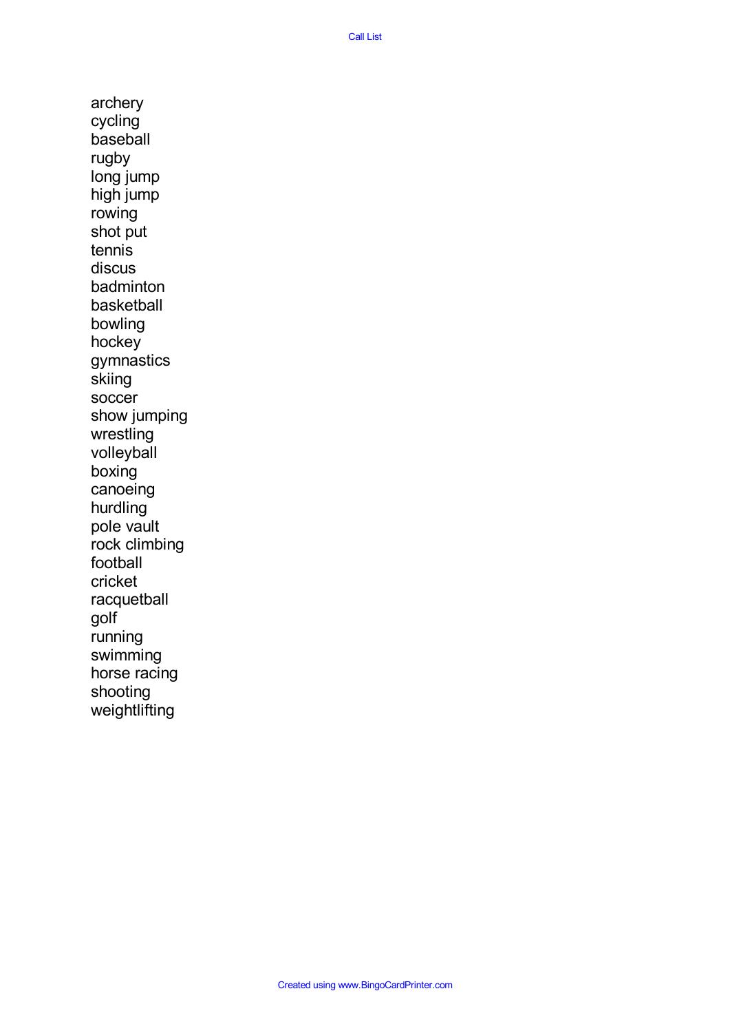Call List

archery
cycling
baseball
rugby
long jump
high jump
rowing
shot put
tennis
discus
badminton
basketball
bowling
hockey
gymnastics
skiing
soccer
show jumping
wrestling
volleyball
boxing
canoeing
hurdling
pole vault
rock climbing
football
cricket
racquetball
golf
running
swimming
horse racing
shooting
weightlifting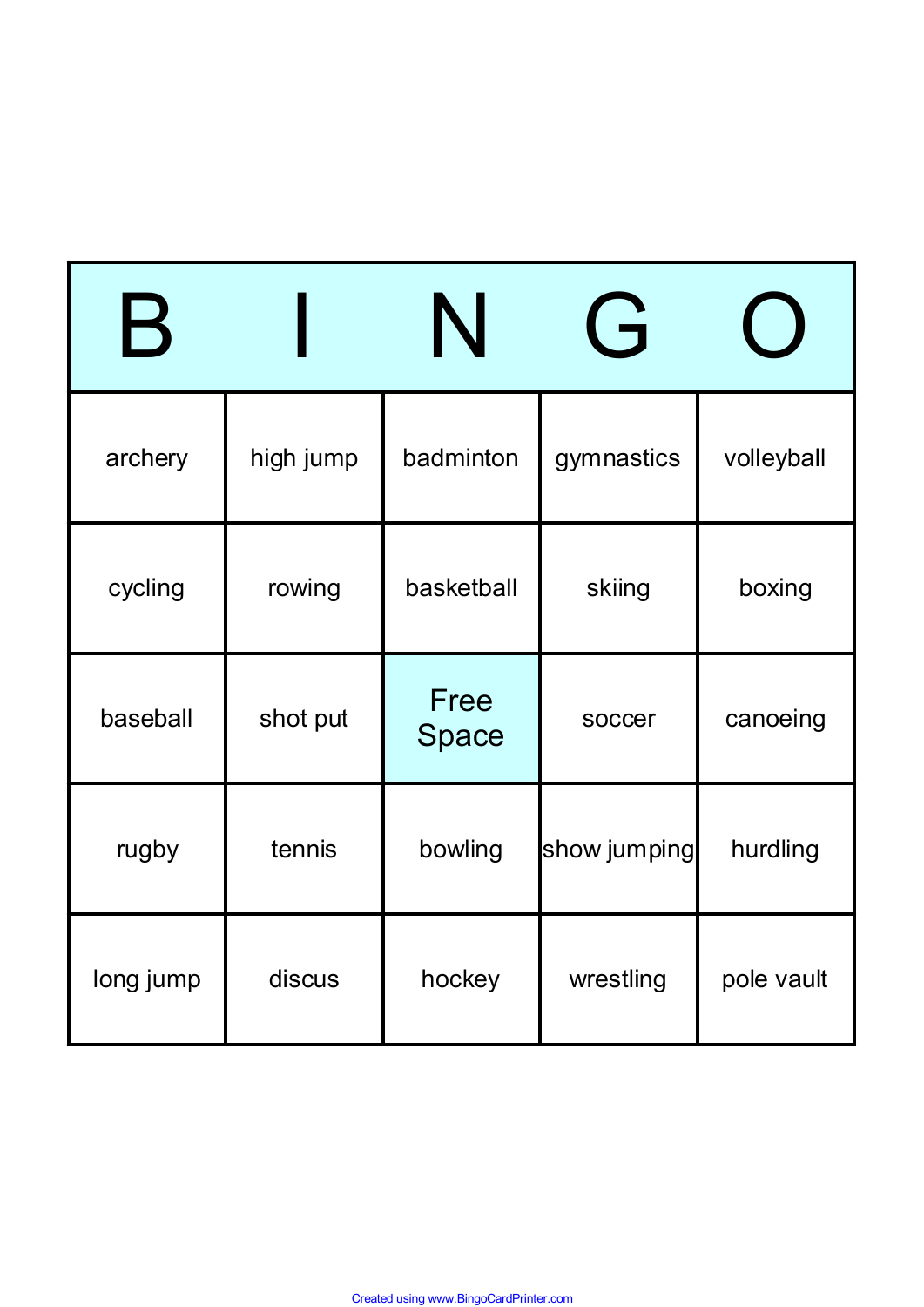| B | I | N | G | O |
|---|---|---|---|---|
| archery | high jump | badminton | gymnastics | volleyball |
| cycling | rowing | basketball | skiing | boxing |
| baseball | shot put | Free Space | soccer | canoeing |
| rugby | tennis | bowling | show jumping | hurdling |
| long jump | discus | hockey | wrestling | pole vault |

Created using www.BingoCardPrinter.com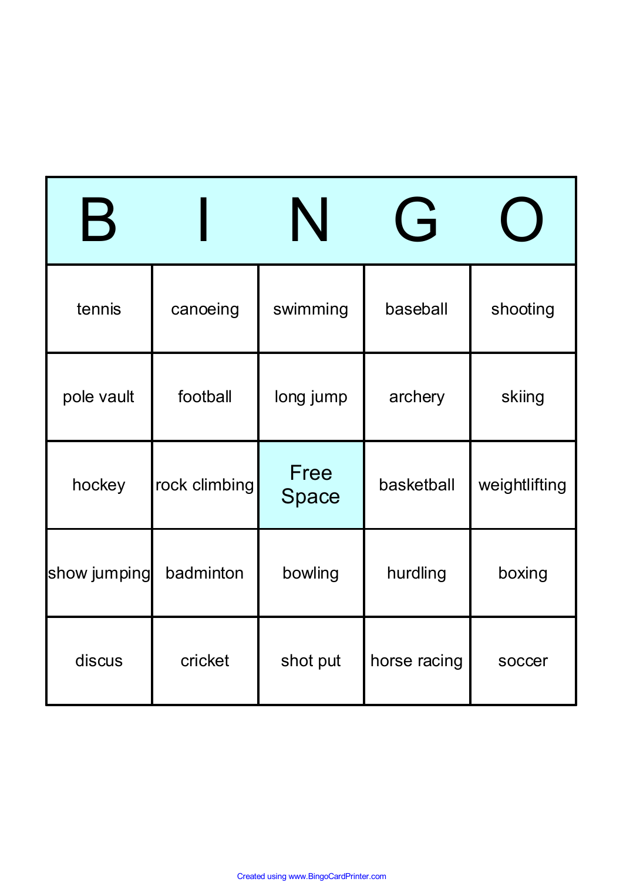| B | I | N | G | O |
|---|---|---|---|---|
| tennis | canoeing | swimming | baseball | shooting |
| pole vault | football | long jump | archery | skiing |
| hockey | rock climbing | Free Space | basketball | weightlifting |
| show jumping | badminton | bowling | hurdling | boxing |
| discus | cricket | shot put | horse racing | soccer |

Created using www.BingoCardPrinter.com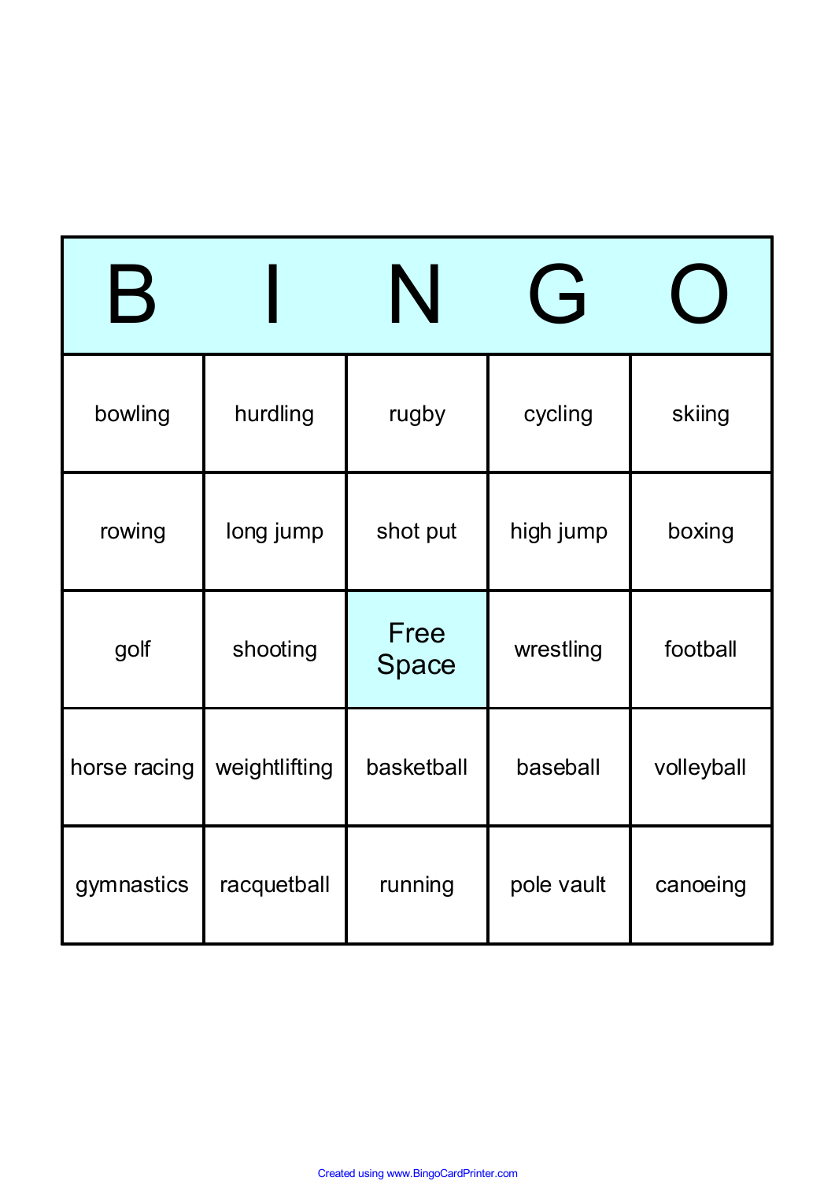| B | I | N | G | O |
|---|---|---|---|---|
| bowling | hurdling | rugby | cycling | skiing |
| rowing | long jump | shot put | high jump | boxing |
| golf | shooting | Free Space | wrestling | football |
| horse racing | weightlifting | basketball | baseball | volleyball |
| gymnastics | racquetball | running | pole vault | canoeing |

Created using www.BingoCardPrinter.com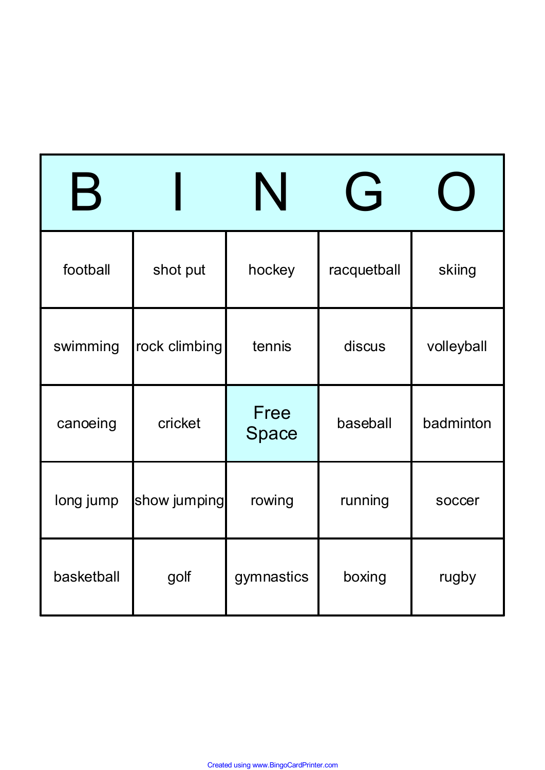| B | I | N | G | O |
|---|---|---|---|---|
| football | shot put | hockey | racquetball | skiing |
| swimming | rock climbing | tennis | discus | volleyball |
| canoeing | cricket | Free Space | baseball | badminton |
| long jump | show jumping | rowing | running | soccer |
| basketball | golf | gymnastics | boxing | rugby |

Created using www.BingoCardPrinter.com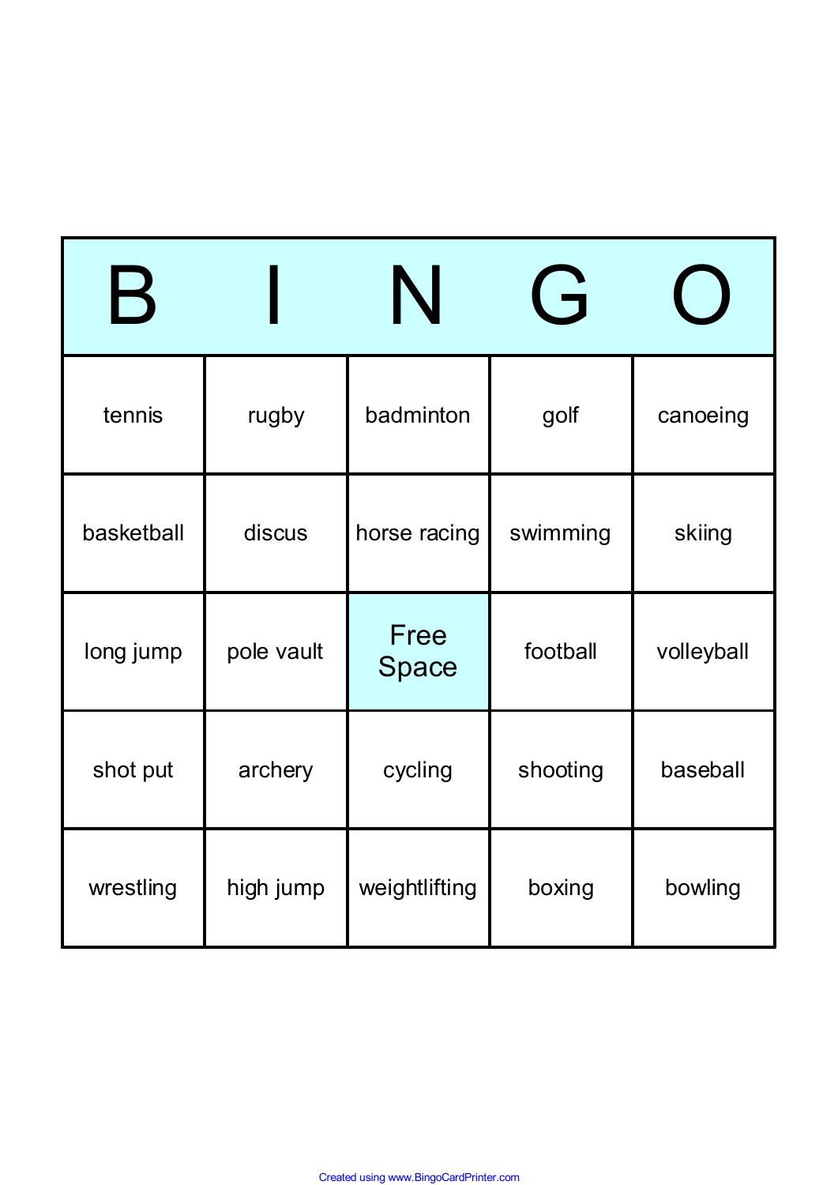| B | I | N | G | O |
|---|---|---|---|---|
| tennis | rugby | badminton | golf | canoeing |
| basketball | discus | horse racing | swimming | skiing |
| long jump | pole vault | Free Space | football | volleyball |
| shot put | archery | cycling | shooting | baseball |
| wrestling | high jump | weightlifting | boxing | bowling |

Created using www.BingoCardPrinter.com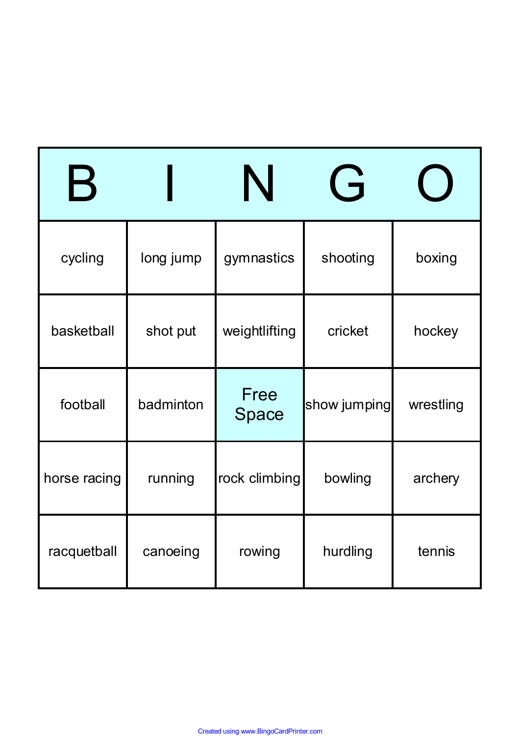| B | I | N | G | O |
|---|---|---|---|---|
| cycling | long jump | gymnastics | shooting | boxing |
| basketball | shot put | weightlifting | cricket | hockey |
| football | badminton | Free Space | show jumping | wrestling |
| horse racing | running | rock climbing | bowling | archery |
| racquetball | canoeing | rowing | hurdling | tennis |

Created using www.BingoCardPrinter.com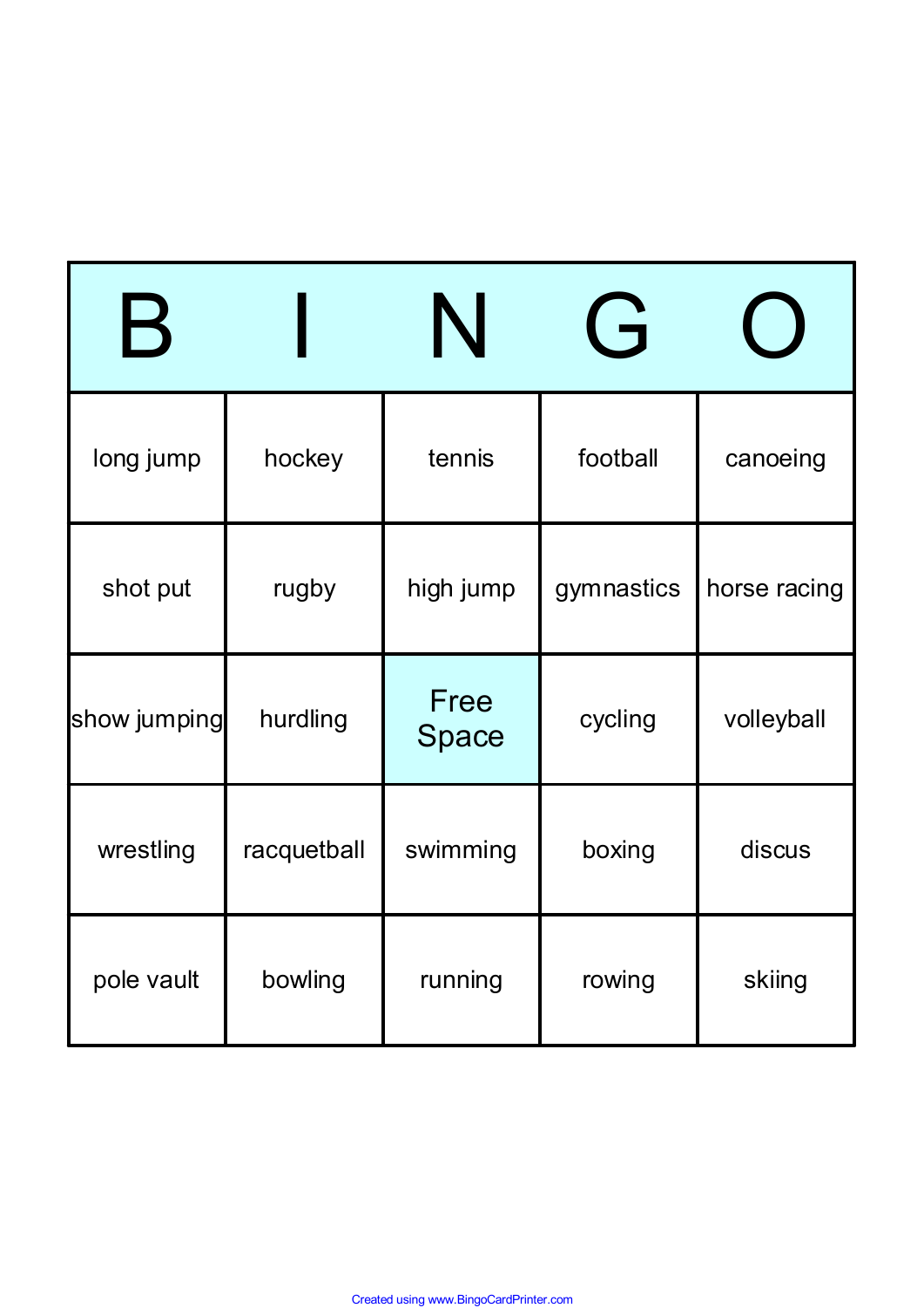| B | I | N | G | O |
|---|---|---|---|---|
| long jump | hockey | tennis | football | canoeing |
| shot put | rugby | high jump | gymnastics | horse racing |
| show jumping | hurdling | Free Space | cycling | volleyball |
| wrestling | racquetball | swimming | boxing | discus |
| pole vault | bowling | running | rowing | skiing |

Created using www.BingoCardPrinter.com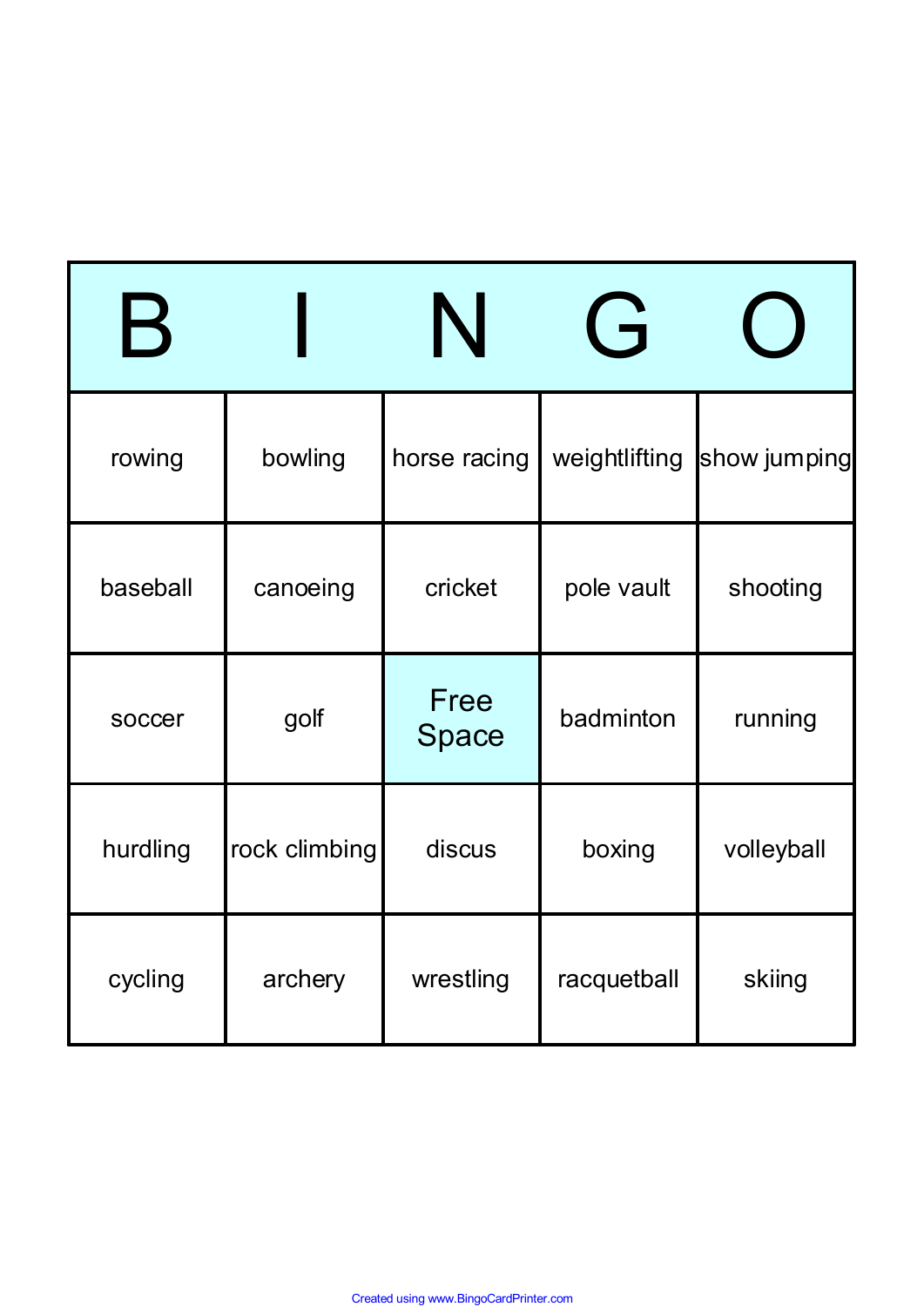| B | I | N | G | O |
|---|---|---|---|---|
| rowing | bowling | horse racing | weightlifting | show jumping |
| baseball | canoeing | cricket | pole vault | shooting |
| soccer | golf | Free Space | badminton | running |
| hurdling | rock climbing | discus | boxing | volleyball |
| cycling | archery | wrestling | racquetball | skiing |

Created using www.BingoCardPrinter.com